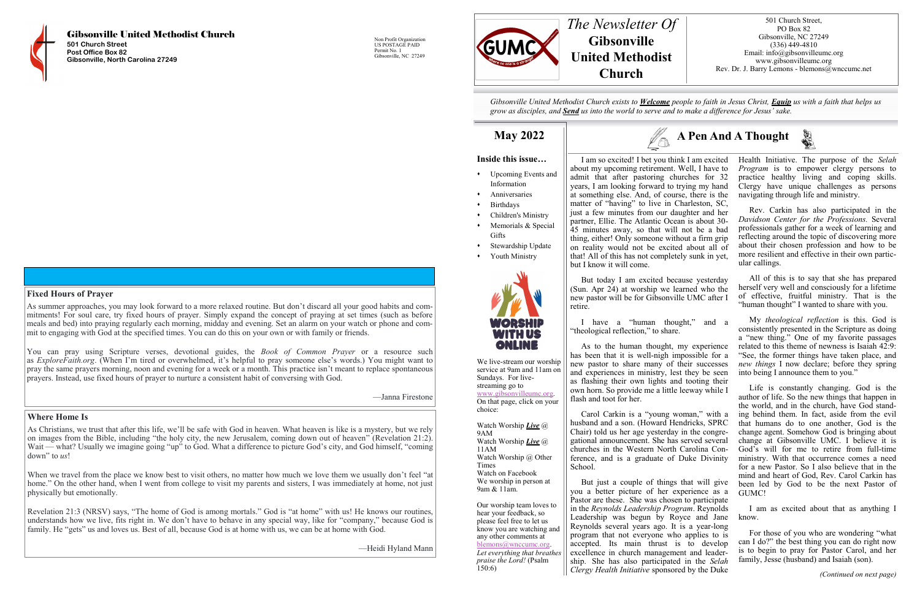**Gibsonville United Methodist Church**
501 Church Street
Post Office Box 82
Gibsonville, North Carolina 27249

Non Profit Organization
US POSTAGE PAID
Permit No. 1
Gibsonville, NC 27249

## Fixed Hours of Prayer

As summer approaches, you may look forward to a more relaxed routine. But don't discard all your good habits and commitments! For soul care, try fixed hours of prayer. Simply expand the concept of praying at set times (such as before meals and bed) into praying regularly each morning, midday and evening. Set an alarm on your watch or phone and commit to engaging with God at the specified times. You can do this on your own or with family or friends.

You can pray using Scripture verses, devotional guides, the *Book of Common Prayer* or a resource such as *ExploreFaith.org*. (When I'm tired or overwhelmed, it's helpful to pray someone else's words.) You might want to pray the same prayers morning, noon and evening for a week or a month. This practice isn't meant to replace spontaneous prayers. Instead, use fixed hours of prayer to nurture a consistent habit of conversing with God.

—Janna Firestone

## Where Home Is

As Christians, we trust that after this life, we'll be safe with God in heaven. What heaven is like is a mystery, but we rely on images from the Bible, including "the holy city, the new Jerusalem, coming down out of heaven" (Revelation 21:2). Wait — what? Usually we imagine going "up" to God. What a difference to picture God's city, and God himself, "coming down" to *us*!

When we travel from the place we know best to visit others, no matter how much we love them we usually don't feel "at home." On the other hand, when I went from college to visit my parents and sisters, I was immediately at home, not just physically but emotionally.

Revelation 21:3 (NRSV) says, "The home of God is among mortals." God is "at home" with us! He knows our routines, understands how we live, fits right in. We don't have to behave in any special way, like for "company," because God is family. He "gets" us and loves us. Best of all, because God is at home with us, we can be at home with God.

—Heidi Hyland Mann

# *The Newsletter Of* Gibsonville United Methodist Church

501 Church Street,
PO Box 82
Gibsonville, NC 27249
(336) 449-4810
Email: info@gibsonvilleumc.org
www.gibsonvilleumc.org
Rev. Dr. J. Barry Lemons - blemons@wnccumc.net

*Gibsonville United Methodist Church exists to **Welcome** people to faith in Jesus Christ, **Equip** us with a faith that helps us grow as disciples, and **Send** us into the world to serve and to make a difference for Jesus' sake.*

## May 2022

### Inside this issue…

- Upcoming Events and Information
- Anniversaries
- Birthdays
- Children's Ministry
- Memorials & Special Gifts
- Stewardship Update
- Youth Ministry

WORSHIP WITH US ONLINE

We live-stream our worship service at 9am and 11am on Sundays. For live-streaming go to www.gibsonvilleumc.org. On that page, click on your choice:

Watch Worship ***Live*** @ 9AM
Watch Worship ***Live*** @ 11AM
Watch Worship @ Other Times
Watch on Facebook
We worship in person at 9am & 11am.

Our worship team loves to hear your feedback, so please feel free to let us know you are watching and any other comments at blemons@wnccumc.org.
*Let everything that breathes praise the Lord!* (Psalm 150:6)

## A Pen And A Thought

I am so excited! I bet you think I am excited about my upcoming retirement. Well, I have to admit that after pastoring churches for 32 years, I am looking forward to trying my hand at something else. And, of course, there is the matter of "having" to live in Charleston, SC, just a few minutes from our daughter and her partner, Ellie. The Atlantic Ocean is about 30-45 minutes away, so that will not be a bad thing, either! Only someone without a firm grip on reality would not be excited about all of that! All of this has not completely sunk in yet, but I know it will come.

But today I am excited because yesterday (Sun. Apr 24) at worship we learned who the new pastor will be for Gibsonville UMC after I retire.

I have a "human thought," and a "theological reflection," to share.

As to the human thought, my experience has been that it is well-nigh impossible for a new pastor to share many of their successes and experiences in ministry, lest they be seen as flashing their own lights and tooting their own horn. So provide me a little leeway while I flash and toot for her.

Carol Carkin is a "young woman," with a husband and a son. (Howard Hendricks, SPRC Chair) told us her age yesterday in the congregational announcement. She has served several churches in the Western North Carolina Conference, and is a graduate of Duke Divinity School.

But just a couple of things that will give you a better picture of her experience as a Pastor are these. She was chosen to participate in the *Reynolds Leadership Program*. Reynolds Leadership was begun by Royce and Jane Reynolds several years ago. It is a year-long program that not everyone who applies to is accepted. Its main thrust is to develop excellence in church management and leadership. She has also participated in the *Selah Clergy Health Initiative* sponsored by the Duke Health Initiative. The purpose of the *Selah Program* is to empower clergy persons to practice healthy living and coping skills. Clergy have unique challenges as persons navigating through life and ministry.

Rev. Carkin has also participated in the *Davidson Center for the Professions.* Several professionals gather for a week of learning and reflecting around the topic of discovering more about their chosen profession and how to be more resilient and effective in their own particular callings.

All of this is to say that she has prepared herself very well and consciously for a lifetime of effective, fruitful ministry. That is the "human thought" I wanted to share with you.

My *theological reflection* is this. God is consistently presented in the Scripture as doing a "new thing." One of my favorite passages related to this theme of newness is Isaiah 42:9: "See, the former things have taken place, and *new things* I now declare; before they spring into being I announce them to you."

Life is constantly changing. God is the author of life. So the new things that happen in the world, and in the church, have God standing behind them. In fact, aside from the evil that humans do to one another, God is the change agent. Somehow God is bringing about change at Gibsonville UMC. I believe it is God's will for me to retire from full-time ministry. With that occurrence comes a need for a new Pastor. So I also believe that in the mind and heart of God, Rev. Carol Carkin has been led by God to be the next Pastor of GUMC!

I am as excited about that as anything I know.

For those of you who are wondering "what can I do?" the best thing you can do right now is to begin to pray for Pastor Carol, and her family, Jesse (husband) and Isaiah (son).

*(Continued on next page)*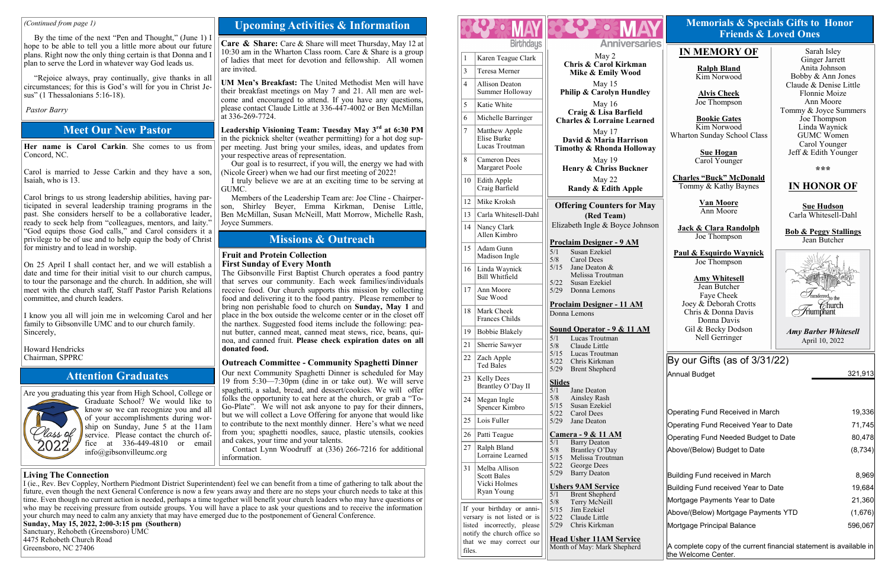*(Continued from page 1)*

By the time of the next "Pen and Thought," (June 1) I hope to be able to tell you a little more about our future plans. Right now the only thing certain is that Donna and I plan to serve the Lord in whatever way God leads us.

"Rejoice always, pray continually, give thanks in all circumstances; for this is God's will for you in Christ Jesus" (1 Thessalonians 5:16-18).

*Pastor Barry*

## Meet Our New Pastor

**Her name is Carol Carkin**. She comes to us from Concord, NC.

Carol is married to Jesse Carkin and they have a son, Isaiah, who is 13.

Carol brings to us strong leadership abilities, having participated in several leadership training programs in the past. She considers herself to be a collaborative leader, ready to seek help from "colleagues, mentors, and laity." "God equips those God calls," and Carol considers it a privilege to be of use and to help equip the body of Christ for ministry and to lead in worship.

On 25 April I shall contact her, and we will establish a date and time for their initial visit to our church campus, to tour the parsonage and the church. In addition, she will meet with the church staff, Staff Pastor Parish Relations committee, and church leaders.

I know you all will join me in welcoming Carol and her family to Gibsonville UMC and to our church family.
Sincerely,

Howard Hendricks
Chairman, SPPRC

## Attention Graduates

Are you graduating this year from High School, College or Graduate School? We would like to know so we can recognize you and all of your accomplishments during worship on Sunday, June 5 at the 11am service. Please contact the church office at 336-449-4810 or email info@gibsonvilleumc.org

## Upcoming Activities & Information

**Care & Share:** Care & Share will meet Thursday, May 12 at 10:30 am in the Wharton Class room. Care & Share is a group of ladies that meet for devotion and fellowship. All women are invited.

**UM Men's Breakfast:** The United Methodist Men will have their breakfast meetings on May 7 and 21. All men are welcome and encouraged to attend. If you have any questions, please contact Claude Little at 336-447-4002 or Ben McMillan at 336-269-7724.

**Leadership Visioning Team: Tuesday May 3rd at 6:30 PM** in the picknick shelter (weather permitting) for a hot dog supper meeting. Just bring your smiles, ideas, and updates from your respective areas of representation.

Our goal is to resurrect, if you will, the energy we had with (Nicole Greer) when we had our first meeting of 2022!

I truly believe we are at an exciting time to be serving at GUMC.

Members of the Leadership Team are: Joe Cline - Chairperson, Shirley Beyer, Emma Kirkman, Denise Little, Ben McMillan, Susan McNeill, Matt Morrow, Michelle Rash, Joyce Summers.

## Missions & Outreach

**Fruit and Protein Collection**
**First Sunday of Every Month**
The Gibsonville First Baptist Church operates a food pantry that serves our community. Each week families/individuals receive food. Our church supports this mission by collecting food and delivering it to the food pantry. Please remember to bring non perishable food to church on **Sunday, May 1** and place in the box outside the welcome center or in the closet off the narthex. Suggested food items include the following: peanut butter, canned meat, canned meat stews, rice, beans, quinoa, and canned fruit. **Please check expiration dates on all donated food.**

**Outreach Committee - Community Spaghetti Dinner**
Our next Community Spaghetti Dinner is scheduled for May 19 from 5:30—7:30pm (dine in or take out). We will serve spaghetti, a salad, bread, and dessert/cookies. We will offer folks the opportunity to eat here at the church, or grab a "To-Go-Plate". We will not ask anyone to pay for their dinners, but we will collect a Love Offering for anyone that would like to contribute to the next monthly dinner. Here's what we need from you; spaghetti noodles, sauce, plastic utensils, cookies and cakes, your time and your talents.

Contact Lynn Woodruff at (336) 266-7216 for additional information.

**Living The Connection**
I (ie., Rev. Bev Coppley, Northern Piedmont District Superintendent) feel we can benefit from a time of gathering to talk about the future, even though the next General Conference is now a few years away and there are no steps your church needs to take at this time. Even though no current action is needed, perhaps a time together will benefit your church leaders who may have questions or who may be receiving pressure from outside groups. You will have a place to ask your questions and to receive the information your church may need to calm any anxiety that may have emerged due to the postponement of General Conference.
**Sunday, May 15, 2022, 2:00-3:15 pm (Southern)**
Sanctuary, Rehobeth (Greensboro) UMC
4475 Rehobeth Church Road
Greensboro, NC 27406

## MAY Birthdays

| | |
|---|---|
| 1 | Karen Teague Clark |
| 3 | Teresa Merner |
| 4 | Allison Deaton<br>Summer Holloway |
| 5 | Katie White |
| 6 | Michelle Barringer |
| 7 | Matthew Apple<br>Elise Burke<br>Lucas Troutman |
| 8 | Cameron Dees<br>Margaret Poole |
| 10 | Edith Apple<br>Craig Barfield |
| 12 | Mike Kroksh |
| 13 | Carla Whitesell-Dahl |
| 14 | Nancy Clark<br>Allen Kimbro |
| 15 | Adam Gunn<br>Madison Ingle |
| 16 | Linda Waynick<br>Bill Whitfield |
| 17 | Ann Moore<br>Sue Wood |
| 18 | Mark Cheek<br>Frances Childs |
| 19 | Bobbie Blakely |
| 21 | Sherrie Sawyer |
| 22 | Zach Apple<br>Ted Bales |
| 23 | Kelly Dees<br>Brantley O'Day II |
| 24 | Megan Ingle<br>Spencer Kimbro |
| 25 | Lois Fuller |
| 26 | Patti Teague |
| 27 | Ralph Bland<br>Lorraine Learned |
| 31 | Melba Allison<br>Scott Bales<br>Vicki Holmes<br>Ryan Young |

If your birthday or anniversary is not listed or is listed incorrectly, please notify the church office so that we may correct our files.

## MAY Anniversaries

May 2
**Chris & Carol Kirkman**
**Mike & Emily Wood**

May 15
**Philip & Carolyn Hundley**

May 16
**Craig & Lisa Barfield**
**Charles & Lorraine Learned**

May 17
**David & Maria Harrison**
**Timothy & Rhonda Holloway**

May 19
**Henry & Chriss Buckner**

May 22
**Randy & Edith Apple**

**Offering Counters for May (Red Team)**
Elizabeth Ingle & Boyce Johnson

**Proclaim Designer - 9 AM**
5/1 Susan Ezekiel
5/8 Carol Dees
5/15 Jane Deaton & Melissa Troutman
5/22 Susan Ezekiel
5/29 Donna Lemons

**Proclaim Designer - 11 AM**
Donna Lemons

**Sound Operator - 9 & 11 AM**
5/1 Lucas Troutman
5/8 Claude Little
5/15 Lucas Troutman
5/22 Chris Kirkman
5/29 Brent Shepherd

**Slides**
5/1 Jane Deaton
5/8 Ainsley Rash
5/15 Susan Ezekiel
5/22 Carol Dees
5/29 Jane Deaton

**Camera - 9 & 11 AM**
5/1 Barry Deaton
5/8 Brantley O'Day
5/15 Melissa Troutman
5/22 George Dees
5/29 Barry Deaton

**Ushers 9AM Service**
5/1 Brent Shepherd
5/8 Terry McNeill
5/15 Jim Ezekiel
5/22 Claude Little
5/29 Chris Kirkman

**Head Usher 11AM Service**
Month of May: Mark Shepherd

## Memorials & Specials Gifts to Honor Friends & Loved Ones

### IN MEMORY OF

**Ralph Bland**
Kim Norwood

**Alvis Cheek**
Joe Thompson

**Bookie Gates**
Kim Norwood
Wharton Sunday School Class

**Sue Hogan**
Carol Younger

**Charles "Buck" McDonald**
Tommy & Kathy Baynes

**Van Moore**
Ann Moore

**Jack & Clara Randolph**
Joe Thompson

**Paul & Esquirdo Waynick**
Joe Thompson

**Amy Whitesell**
Jean Butcher
Faye Cheek
Joey & Deborah Crotts
Chris & Donna Davis
Donna Davis
Gil & Becky Dodson
Nell Gerringer
Sarah Isley
Ginger Jarrett
Anita Johnson
Bobby & Ann Jones
Claude & Denise Little
Flonnie Moize
Ann Moore
Tommy & Joyce Summers
Joe Thompson
Linda Waynick
GUMC Women
Carol Younger
Jeff & Edith Younger

\*\*\*

### IN HONOR OF

**Sue Hudson**
Carla Whitesell-Dahl

**Bob & Peggy Stallings**
Jean Butcher

Transferred to the Church Triumphant

***Amy Barber Whitesell***
April 10, 2022

### By our Gifts (as of 3/31/22)

| | |
|---|---|
| Annual Budget | 321,913 |
| Operating Fund Received in March | 19,336 |
| Operating Fund Received Year to Date | 71,745 |
| Operating Fund Needed Budget to Date | 80,478 |
| Above/(Below) Budget to Date | (8,734) |
| Building Fund received in March | 8,969 |
| Building Fund received Year to Date | 19,684 |
| Mortgage Payments Year to Date | 21,360 |
| Above/(Below) Mortgage Payments YTD | (1,676) |
| Mortgage Principal Balance | 596,067 |

A complete copy of the current financial statement is available in the Welcome Center.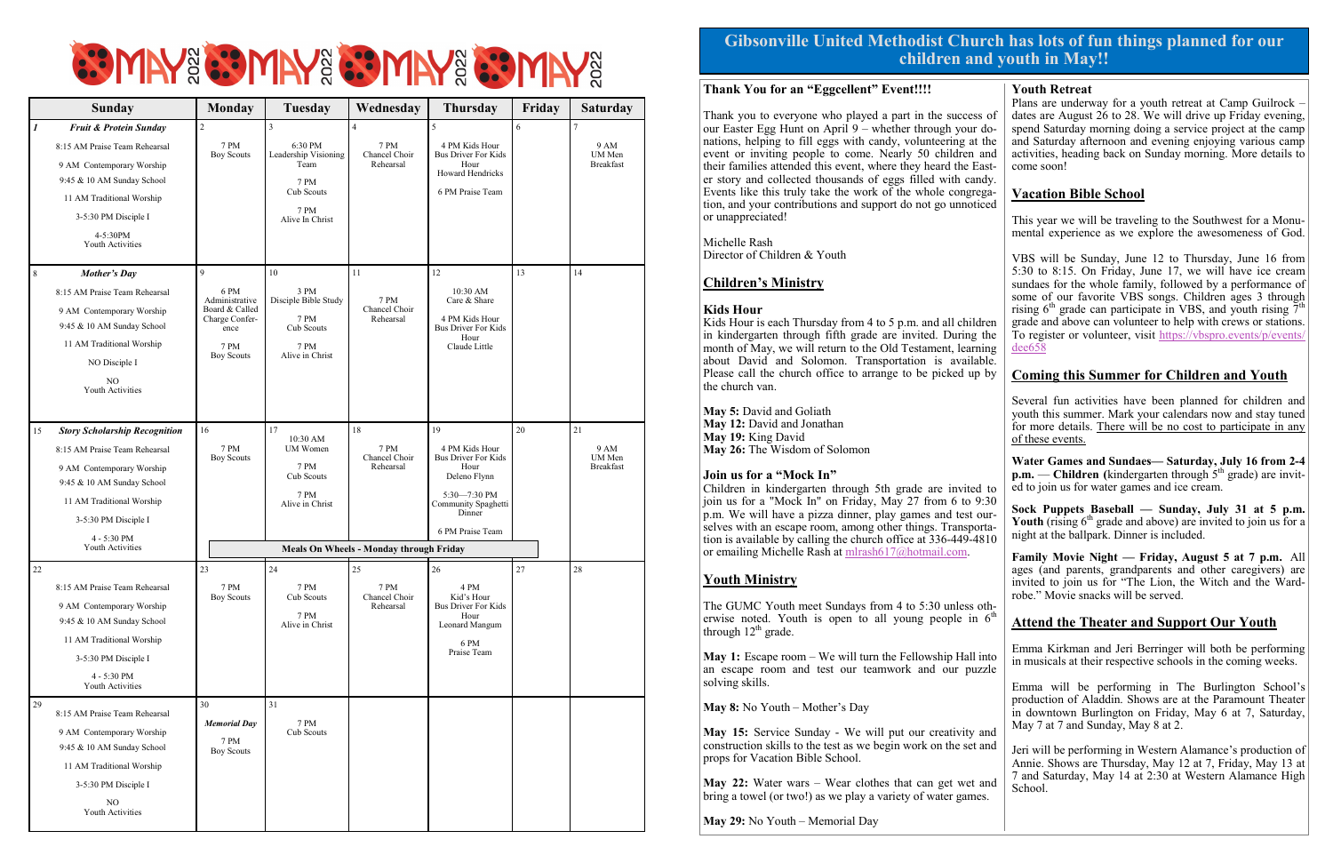# MAY 2022

| Sunday | Monday | Tuesday | Wednesday | Thursday | Friday | Saturday |
|---|---|---|---|---|---|---|
| 1 ***Fruit & Protein Sunday*** 8:15 AM Praise Team Rehearsal; 9 AM Contemporary Worship; 9:45 & 10 AM Sunday School; 11 AM Traditional Worship; 3-5:30 PM Disciple I; 4-5:30PM Youth Activities | 2 7 PM Boy Scouts | 3 6:30 PM Leadership Visioning Team; 7 PM Cub Scouts; 7 PM Alive In Christ | 4 7 PM Chancel Choir Rehearsal | 5 4 PM Kids Hour Bus Driver For Kids Hour Howard Hendricks; 6 PM Praise Team | 6 | 7 9 AM UM Men Breakfast |
| 8 ***Mother's Day*** 8:15 AM Praise Team Rehearsal; 9 AM Contemporary Worship; 9:45 & 10 AM Sunday School; 11 AM Traditional Worship; NO Disciple I; NO Youth Activities | 9 6 PM Administrative Board & Called Charge Conference; 7 PM Boy Scouts | 10 3 PM Disciple Bible Study; 7 PM Cub Scouts; 7 PM Alive in Christ | 11 7 PM Chancel Choir Rehearsal | 12 10:30 AM Care & Share; 4 PM Kids Hour Bus Driver For Kids Hour Claude Little | 13 | 14 |
| 15 ***Story Scholarship Recognition*** 8:15 AM Praise Team Rehearsal; 9 AM Contemporary Worship; 9:45 & 10 AM Sunday School; 11 AM Traditional Worship; 3-5:30 PM Disciple I; 4 - 5:30 PM Youth Activities | 16 7 PM Boy Scouts | 17 10:30 AM UM Women; 7 PM Cub Scouts; 7 PM Alive in Christ | 18 7 PM Chancel Choir Rehearsal | 19 4 PM Kids Hour Bus Driver For Kids Hour Deleno Flynn; 5:30—7:30 PM Community Spaghetti Dinner; 6 PM Praise Team | 20 | 21 9 AM UM Men Breakfast |
| | **Meals On Wheels - Monday through Friday** | | | | | |
| 22 8:15 AM Praise Team Rehearsal; 9 AM Contemporary Worship; 9:45 & 10 AM Sunday School; 11 AM Traditional Worship; 3-5:30 PM Disciple I; 4 - 5:30 PM Youth Activities | 23 7 PM Boy Scouts | 24 7 PM Cub Scouts; 7 PM Alive in Christ | 25 7 PM Chancel Choir Rehearsal | 26 4 PM Kid's Hour Bus Driver For Kids Hour Leonard Mangum; 6 PM Praise Team | 27 | 28 |
| 29 8:15 AM Praise Team Rehearsal; 9 AM Contemporary Worship; 9:45 & 10 AM Sunday School; 11 AM Traditional Worship; 3-5:30 PM Disciple I; NO Youth Activities | 30 ***Memorial Day*** 7 PM Boy Scouts | 31 7 PM Cub Scouts | | | | |

## Gibsonville United Methodist Church has lots of fun things planned for our children and youth in May!!

**Thank You for an "Eggcellent" Event!!!!**

Thank you to everyone who played a part in the success of our Easter Egg Hunt on April 9 – whether through your donations, helping to fill eggs with candy, volunteering at the event or inviting people to come. Nearly 50 children and their families attended this event, where they heard the Easter story and collected thousands of eggs filled with candy. Events like this truly take the work of the whole congregation, and your contributions and support do not go unnoticed or unappreciated!

Michelle Rash
Director of Children & Youth

### Children's Ministry

**Kids Hour**
Kids Hour is each Thursday from 4 to 5 p.m. and all children in kindergarten through fifth grade are invited. During the month of May, we will return to the Old Testament, learning about David and Solomon. Transportation is available. Please call the church office to arrange to be picked up by the church van.

**May 5:** David and Goliath
**May 12:** David and Jonathan
**May 19:** King David
**May 26:** The Wisdom of Solomon

**Join us for a "Mock In"**
Children in kindergarten through 5th grade are invited to join us for a "Mock In" on Friday, May 27 from 6 to 9:30 p.m. We will have a pizza dinner, play games and test ourselves with an escape room, among other things. Transportation is available by calling the church office at 336-449-4810 or emailing Michelle Rash at mlrash617@hotmail.com.

### Youth Ministry

The GUMC Youth meet Sundays from 4 to 5:30 unless otherwise noted. Youth is open to all young people in 6th through 12th grade.

**May 1:** Escape room – We will turn the Fellowship Hall into an escape room and test our teamwork and our puzzle solving skills.

**May 8:** No Youth – Mother's Day

**May 15:** Service Sunday - We will put our creativity and construction skills to the test as we begin work on the set and props for Vacation Bible School.

**May 22:** Water wars – Wear clothes that can get wet and bring a towel (or two!) as we play a variety of water games.

**May 29:** No Youth – Memorial Day

**Youth Retreat**
Plans are underway for a youth retreat at Camp Guilrock – dates are August 26 to 28. We will drive up Friday evening, spend Saturday morning doing a service project at the camp and Saturday afternoon and evening enjoying various camp activities, heading back on Sunday morning. More details to come soon!

### Vacation Bible School

This year we will be traveling to the Southwest for a Monumental experience as we explore the awesomeness of God.

VBS will be Sunday, June 12 to Thursday, June 16 from 5:30 to 8:15. On Friday, June 17, we will have ice cream sundaes for the whole family, followed by a performance of some of our favorite VBS songs. Children ages 3 through rising 6th grade can participate in VBS, and youth rising 7th grade and above can volunteer to help with crews or stations. To register or volunteer, visit https://vbspro.events/p/events/dee658

### Coming this Summer for Children and Youth

Several fun activities have been planned for children and youth this summer. Mark your calendars now and stay tuned for more details. There will be no cost to participate in any of these events.

**Water Games and Sundaes— Saturday, July 16 from 2-4 p.m.** — **Children (**kindergarten through 5th grade) are invited to join us for water games and ice cream.

**Sock Puppets Baseball — Sunday, July 31 at 5 p.m. Youth** (rising 6th grade and above) are invited to join us for a night at the ballpark. Dinner is included.

**Family Movie Night — Friday, August 5 at 7 p.m.** All ages (and parents, grandparents and other caregivers) are invited to join us for "The Lion, the Witch and the Wardrobe." Movie snacks will be served.

### Attend the Theater and Support Our Youth

Emma Kirkman and Jeri Berringer will both be performing in musicals at their respective schools in the coming weeks.

Emma will be performing in The Burlington School's production of Aladdin. Shows are at the Paramount Theater in downtown Burlington on Friday, May 6 at 7, Saturday, May 7 at 7 and Sunday, May 8 at 2.

Jeri will be performing in Western Alamance's production of Annie. Shows are Thursday, May 12 at 7, Friday, May 13 at 7 and Saturday, May 14 at 2:30 at Western Alamance High School.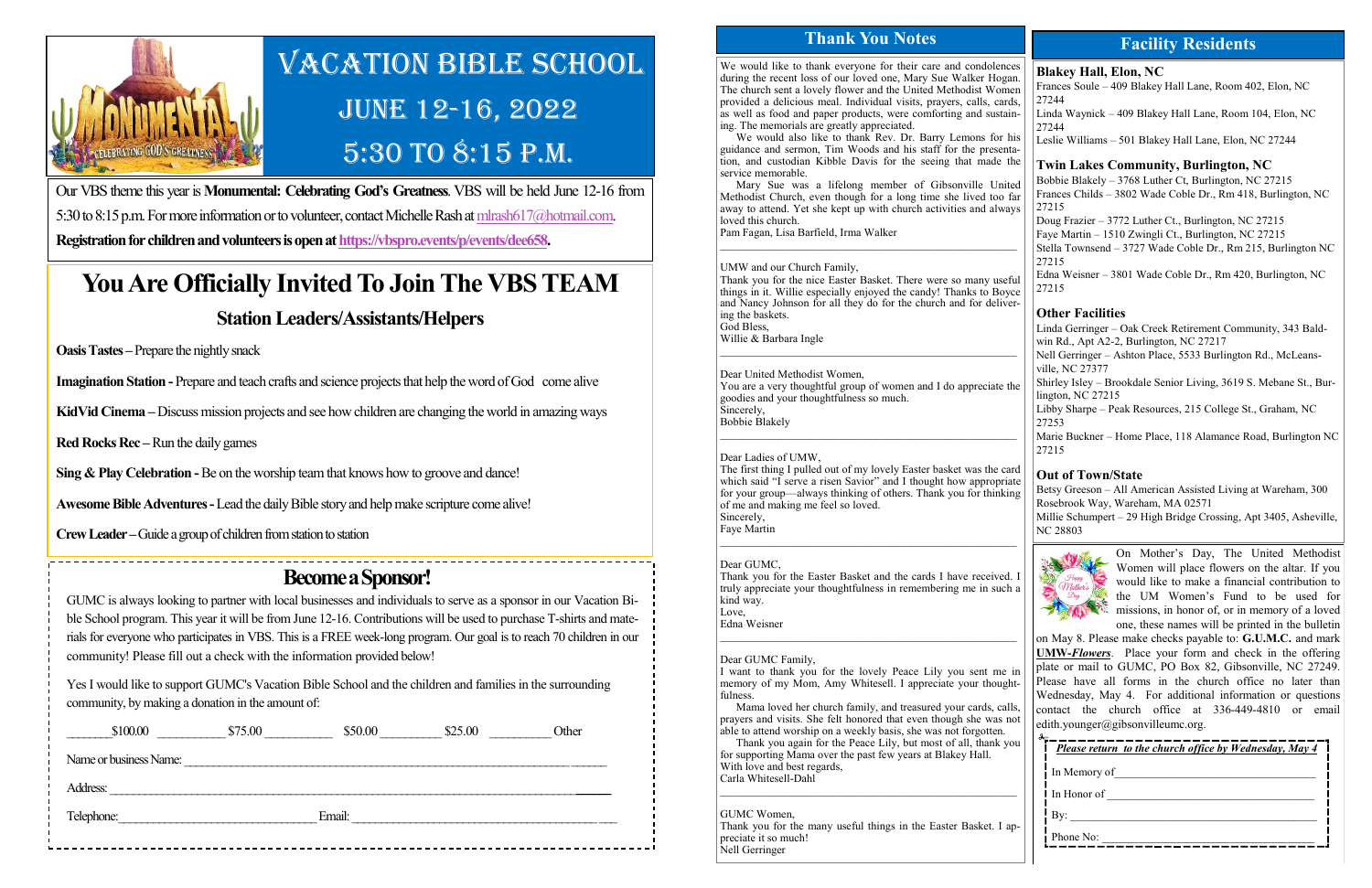# Vacation Bible School

## June 12-16, 2022

## 5:30 to 8:15 p.m.

Our VBS theme this year is **Monumental: Celebrating God's Greatness**. VBS will be held June 12-16 from 5:30 to 8:15 p.m. For more information or to volunteer, contact Michelle Rash at mlrash617@hotmail.com.

**Registration for children and volunteers is open at https://vbspro.events/p/events/dee658.**

# You Are Officially Invited To Join The VBS TEAM

## Station Leaders/Assistants/Helpers

**Oasis Tastes** – Prepare the nightly snack

**Imagination Station -** Prepare and teach crafts and science projects that help the word of God come alive

**KidVid Cinema** – Discuss mission projects and see how children are changing the world in amazing ways

**Red Rocks Rec** – Run the daily games

**Sing & Play Celebration -** Be on the worship team that knows how to groove and dance!

**Awesome Bible Adventures -** Lead the daily Bible story and help make scripture come alive!

**Crew Leader** – Guide a group of children from station to station

## Become a Sponsor!

GUMC is always looking to partner with local businesses and individuals to serve as a sponsor in our Vacation Bible School program. This year it will be from June 12-16. Contributions will be used to purchase T-shirts and materials for everyone who participates in VBS. This is a FREE week-long program. Our goal is to reach 70 children in our community! Please fill out a check with the information provided below!

Yes I would like to support GUMC's Vacation Bible School and the children and families in the surrounding community, by making a donation in the amount of:

_______$100.00 __________ $75.00 __________ $50.00 _________ $25.00 _________ Other

Name or business Name: ______________________________________________

Address: ______________________________________________

Telephone: ______________________ Email: ______________________

## Thank You Notes

We would like to thank everyone for their care and condolences during the recent loss of our loved one, Mary Sue Walker Hogan. The church sent a lovely flower and the United Methodist Women provided a delicious meal. Individual visits, prayers, calls, cards, as well as food and paper products, were comforting and sustaining. The memorials are greatly appreciated.

We would also like to thank Rev. Dr. Barry Lemons for his guidance and sermon, Tim Woods and his staff for the presentation, and custodian Kibble Davis for the seeing that made the service memorable.

Mary Sue was a lifelong member of Gibsonville United Methodist Church, even though for a long time she lived too far away to attend. Yet she kept up with church activities and always loved this church.

Pam Fagan, Lisa Barfield, Irma Walker

---

UMW and our Church Family,

Thank you for the nice Easter Basket. There were so many useful things in it. Willie especially enjoyed the candy! Thanks to Boyce and Nancy Johnson for all they do for the church and for delivering the baskets.

God Bless,

Willie & Barbara Ingle

---

Dear United Methodist Women,

You are a very thoughtful group of women and I do appreciate the goodies and your thoughtfulness so much.

Sincerely,

Bobbie Blakely

---

Dear Ladies of UMW,

The first thing I pulled out of my lovely Easter basket was the card which said "I serve a risen Savior" and I thought how appropriate for your group—always thinking of others. Thank you for thinking of me and making me feel so loved.

Sincerely,

Faye Martin

---

Dear GUMC,

Thank you for the Easter Basket and the cards I have received. I truly appreciate your thoughtfulness in remembering me in such a kind way.

Love,

Edna Weisner

---

Dear GUMC Family,

I want to thank you for the lovely Peace Lily you sent me in memory of my Mom, Amy Whitesell. I appreciate your thoughtfulness.

Mama loved her church family, and treasured your cards, calls, prayers and visits. She felt honored that even though she was not able to attend worship on a weekly basis, she was not forgotten.

Thank you again for the Peace Lily, but most of all, thank you for supporting Mama over the past few years at Blakey Hall.

With love and best regards,

Carla Whitesell-Dahl

---

GUMC Women,

Thank you for the many useful things in the Easter Basket. I appreciate it so much!

Nell Gerringer

## Facility Residents

### Blakey Hall, Elon, NC

Frances Soule – 409 Blakey Hall Lane, Room 402, Elon, NC 27244

Linda Waynick – 409 Blakey Hall Lane, Room 104, Elon, NC 27244

Leslie Williams – 501 Blakey Hall Lane, Elon, NC 27244

### Twin Lakes Community, Burlington, NC

Bobbie Blakely – 3768 Luther Ct, Burlington, NC 27215

Frances Childs – 3802 Wade Coble Dr., Rm 418, Burlington, NC 27215

Doug Frazier – 3772 Luther Ct., Burlington, NC 27215

Faye Martin – 1510 Zwingli Ct., Burlington, NC 27215

Stella Townsend – 3727 Wade Coble Dr., Rm 215, Burlington NC 27215

Edna Weisner – 3801 Wade Coble Dr., Rm 420, Burlington, NC 27215

### Other Facilities

Linda Gerringer – Oak Creek Retirement Community, 343 Baldwin Rd., Apt A2-2, Burlington, NC 27217

Nell Gerringer – Ashton Place, 5533 Burlington Rd., McLeansville, NC 27377

Shirley Isley – Brookdale Senior Living, 3619 S. Mebane St., Burlington, NC 27215

Libby Sharpe – Peak Resources, 215 College St., Graham, NC 27253

Marie Buckner – Home Place, 118 Alamance Road, Burlington NC 27215

### Out of Town/State

Betsy Greeson – All American Assisted Living at Wareham, 300 Rosebrook Way, Wareham, MA 02571

Millie Schumpert – 29 High Bridge Crossing, Apt 3405, Asheville, NC 28803

On Mother's Day, The United Methodist Women will place flowers on the altar. If you would like to make a financial contribution to the UM Women's Fund to be used for missions, in honor of, or in memory of a loved one, these names will be printed in the bulletin on May 8. Please make checks payable to: **G.U.M.C.** and mark ***UMW-Flowers***. Place your form and check in the offering plate or mail to GUMC, PO Box 82, Gibsonville, NC 27249. Please have all forms in the church office no later than Wednesday, May 4. For additional information or questions contact the church office at 336-449-4810 or email edith.younger@gibsonvilleumc.org.

*Please return to the church office by Wednesday, May 4*

In Memory of ______________________________

In Honor of ______________________________

By: ______________________________

Phone No: ______________________________